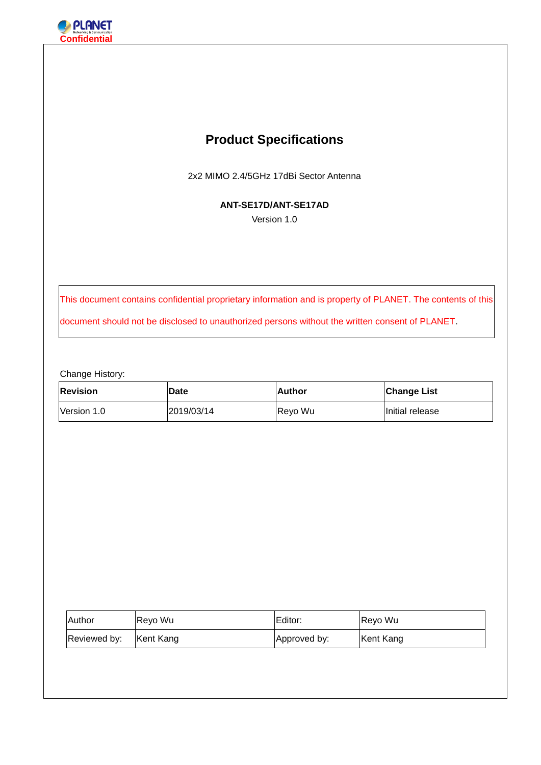Confidential

# Product Specifications

2x2 MIMO 2.4/5GHz 17dBi Sector Antenna

**ANT-SE17D/ANT-SE17AD**

Version 1.0

This document contains confidential proprietary information and is property of PLANET. The contents of this document should not be disclosed to unauthorized persons without the written consent of PLANET.

Change History:

| Revision | Date | Author | Change List |
|---|---|---|---|
| Version 1.0 | 2019/03/14 | Reyo Wu | Initial release |

| Author | Reyo Wu | Editor: | Reyo Wu |
|---|---|---|---|
| Reviewed by: | Kent Kang | Approved by: | Kent Kang |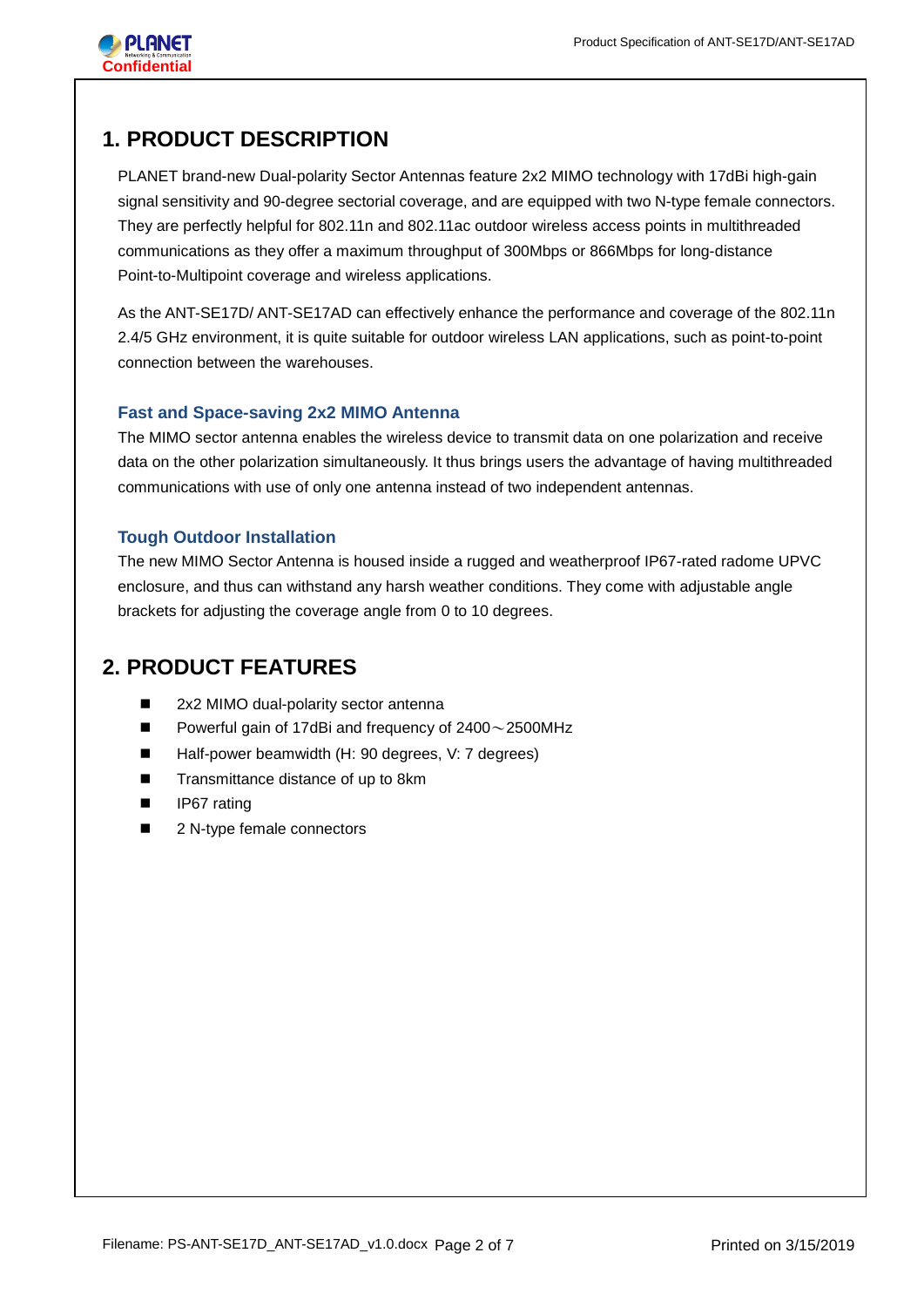# 1. PRODUCT DESCRIPTION

PLANET brand-new Dual-polarity Sector Antennas feature 2x2 MIMO technology with 17dBi high-gain signal sensitivity and 90-degree sectorial coverage, and are equipped with two N-type female connectors. They are perfectly helpful for 802.11n and 802.11ac outdoor wireless access points in multithreaded communications as they offer a maximum throughput of 300Mbps or 866Mbps for long-distance Point-to-Multipoint coverage and wireless applications.

As the ANT-SE17D/ ANT-SE17AD can effectively enhance the performance and coverage of the 802.11n 2.4/5 GHz environment, it is quite suitable for outdoor wireless LAN applications, such as point-to-point connection between the warehouses.

### Fast and Space-saving 2x2 MIMO Antenna

The MIMO sector antenna enables the wireless device to transmit data on one polarization and receive data on the other polarization simultaneously. It thus brings users the advantage of having multithreaded communications with use of only one antenna instead of two independent antennas.

### Tough Outdoor Installation

The new MIMO Sector Antenna is housed inside a rugged and weatherproof IP67-rated radome UPVC enclosure, and thus can withstand any harsh weather conditions. They come with adjustable angle brackets for adjusting the coverage angle from 0 to 10 degrees.

# 2. PRODUCT FEATURES

- 2x2 MIMO dual-polarity sector antenna
- Powerful gain of 17dBi and frequency of 2400～2500MHz
- Half-power beamwidth (H: 90 degrees, V: 7 degrees)
- Transmittance distance of up to 8km
- IP67 rating
- 2 N-type female connectors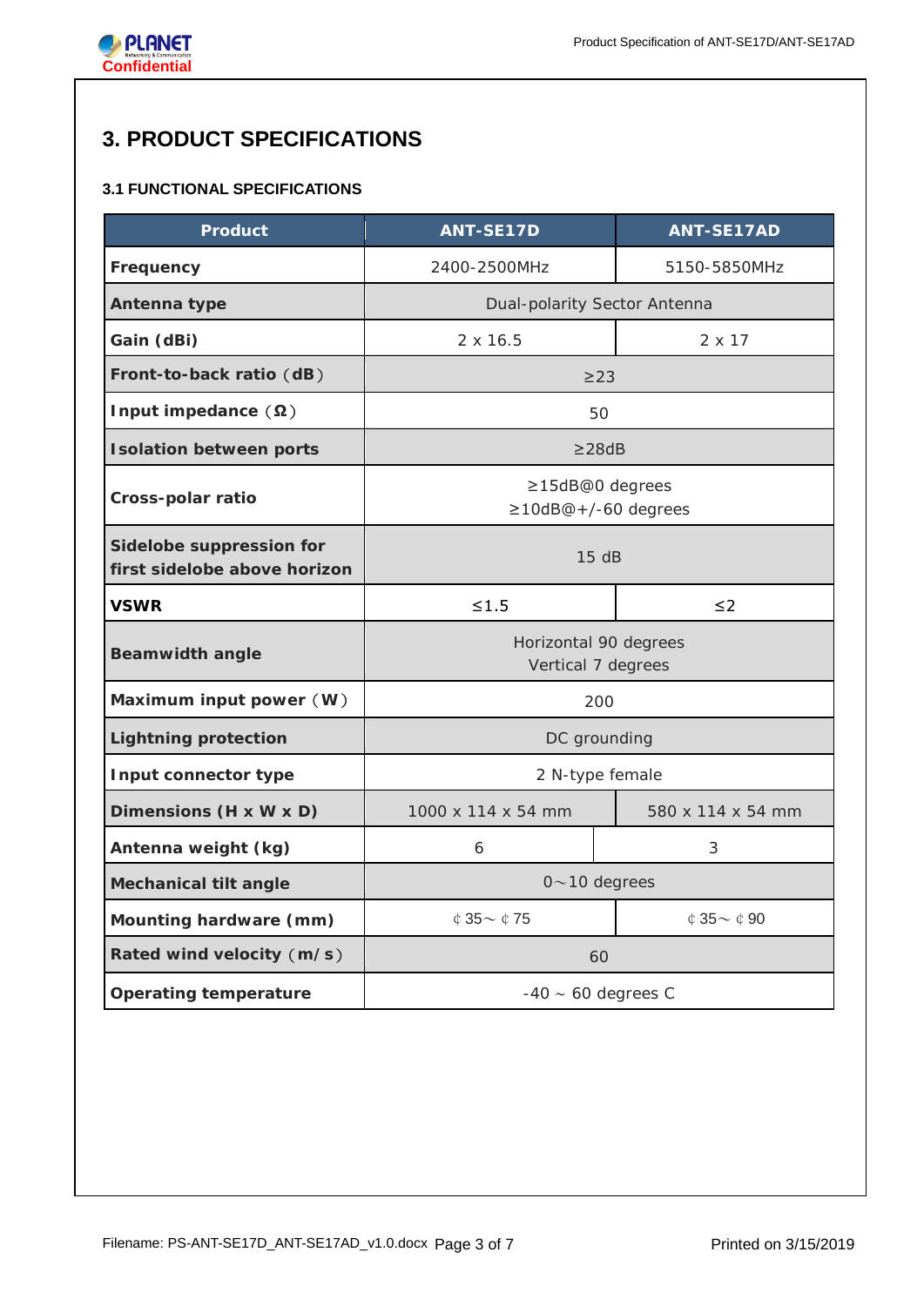# 3. PRODUCT SPECIFICATIONS

### 3.1 FUNCTIONAL SPECIFICATIONS

| Product | ANT-SE17D | ANT-SE17AD |
|---|---|---|
| **Frequency** | 2400-2500MHz | 5150-5850MHz |
| **Antenna type** | Dual-polarity Sector Antenna | |
| **Gain (dBi)** | 2 x 16.5 | 2 x 17 |
| **Front-to-back ratio（dB）** | ≥23 | |
| **Input impedance（Ω）** | 50 | |
| **Isolation between ports** | ≥28dB | |
| **Cross-polar ratio** | ≥15dB@0 degrees<br>≥10dB@+/-60 degrees | |
| **Sidelobe suppression for first sidelobe above horizon** | 15 dB | |
| **VSWR** | ≤1.5 | ≤2 |
| **Beamwidth angle** | Horizontal 90 degrees<br>Vertical 7 degrees | |
| **Maximum input power（W）** | 200 | |
| **Lightning protection** | DC grounding | |
| **Input connector type** | 2 N-type female | |
| **Dimensions (H x W x D)** | 1000 x 114 x 54 mm | 580 x 114 x 54 mm |
| **Antenna weight (kg)** | 6 | 3 |
| **Mechanical tilt angle** | 0～10 degrees | |
| **Mounting hardware (mm)** | ￠35～￠75 | ￠35～￠90 |
| **Rated wind velocity（m/s）** | 60 | |
| **Operating temperature** | -40 ~ 60 degrees C | |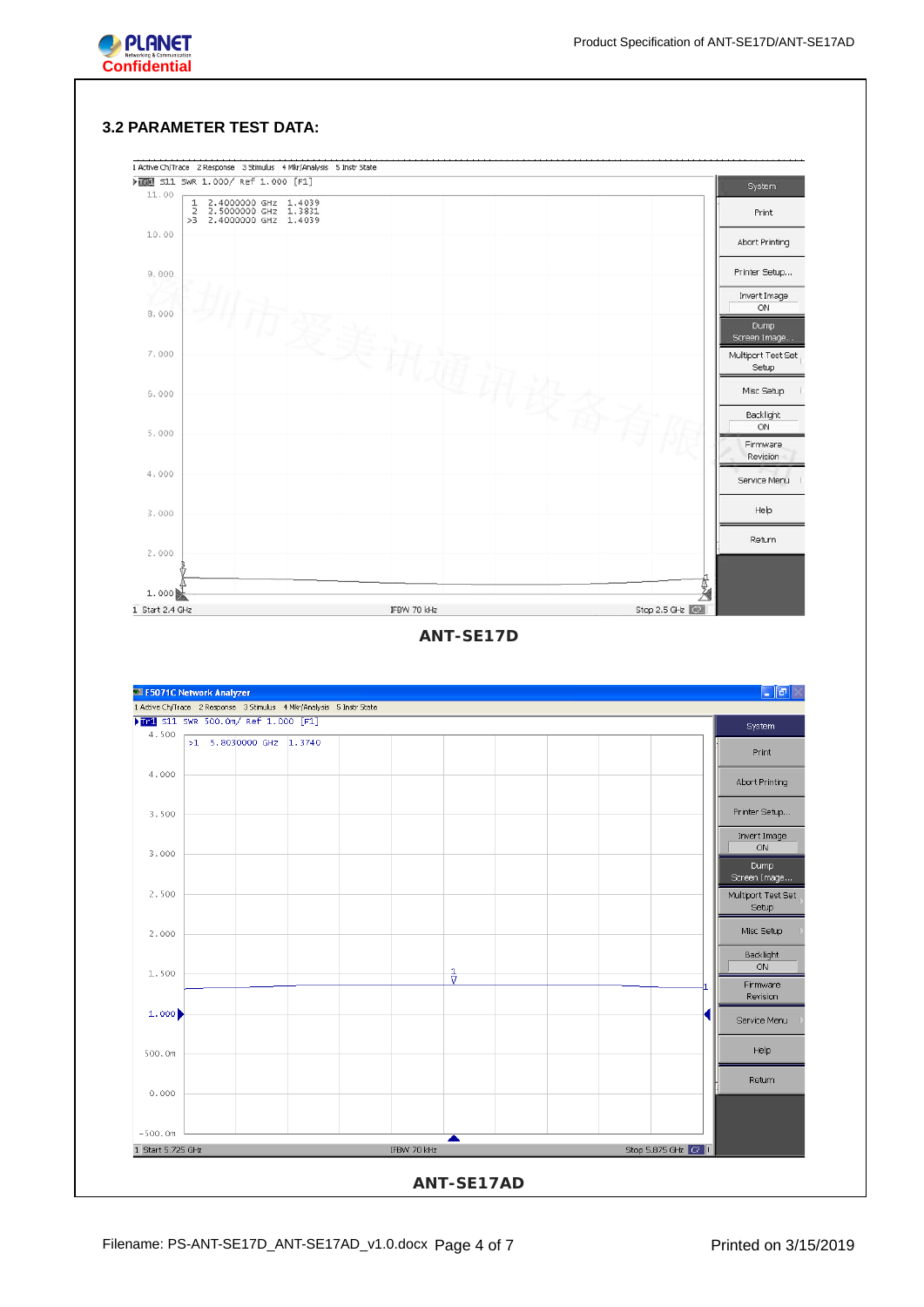### 3.2 PARAMETER TEST DATA:

ANT-SE17D

ANT-SE17AD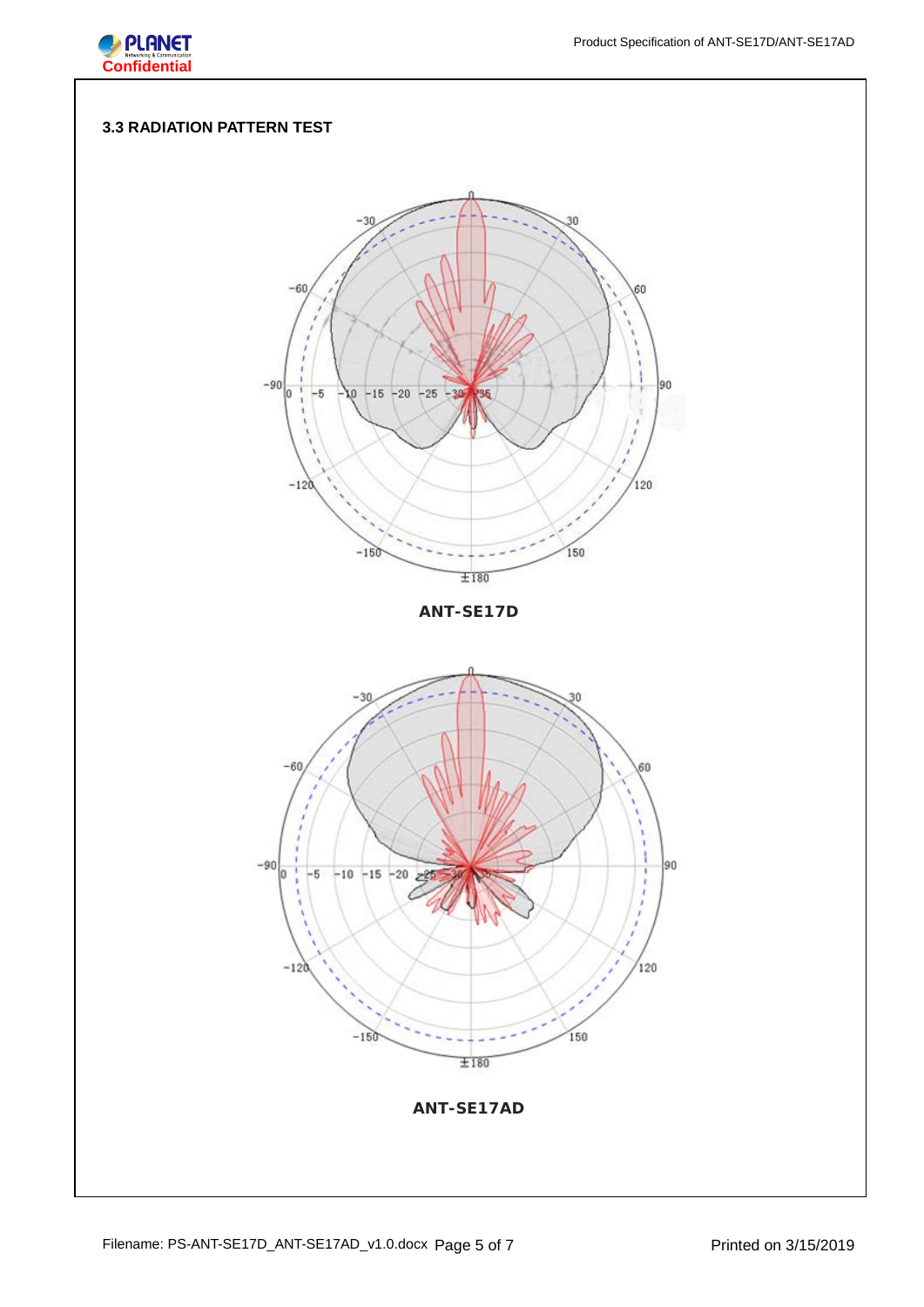### 3.3 RADIATION PATTERN TEST

ANT-SE17D

ANT-SE17AD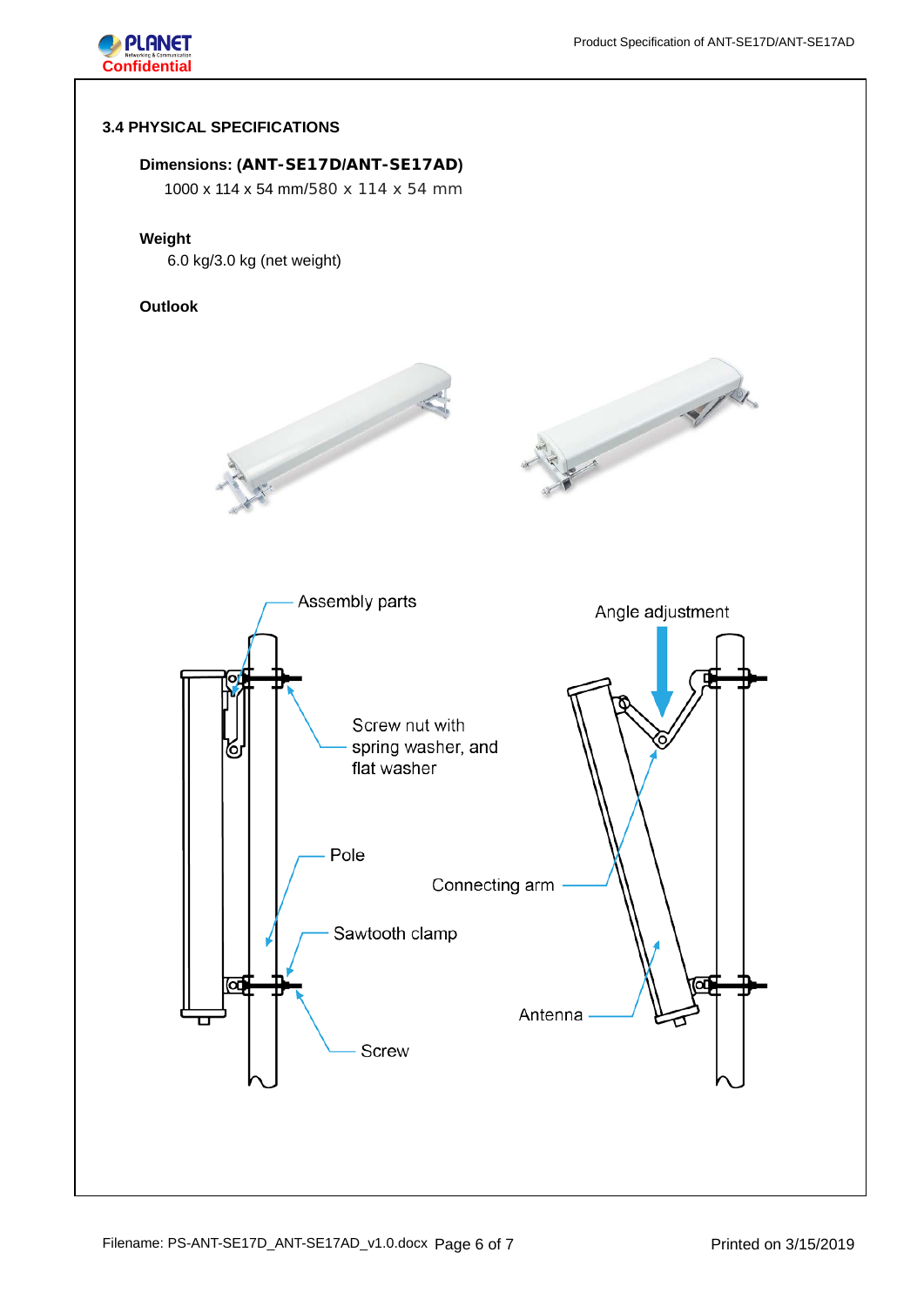### 3.4 PHYSICAL SPECIFICATIONS

**Dimensions: (ANT-SE17D/ANT-SE17AD)**

1000 x 114 x 54 mm/580 x 114 x 54 mm

**Weight**

6.0 kg/3.0 kg (net weight)

**Outlook**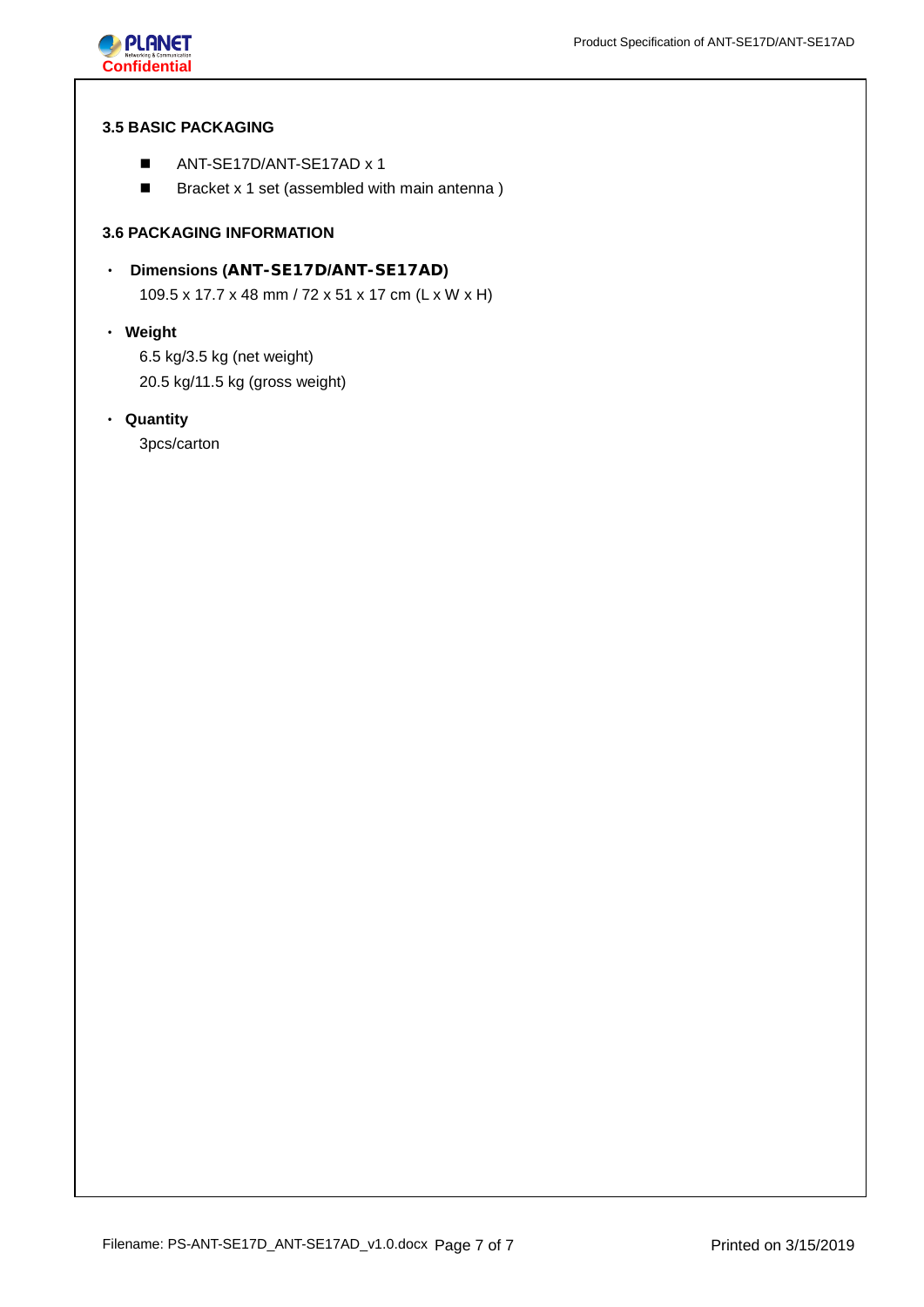### 3.5 BASIC PACKAGING

- ANT-SE17D/ANT-SE17AD x 1
- Bracket x 1 set (assembled with main antenna )

### 3.6 PACKAGING INFORMATION

- **Dimensions (ANT-SE17D/ANT-SE17AD)**

  109.5 x 17.7 x 48 mm / 72 x 51 x 17 cm (L x W x H)

- **Weight**

  6.5 kg/3.5 kg (net weight)

  20.5 kg/11.5 kg (gross weight)

- **Quantity**

  3pcs/carton